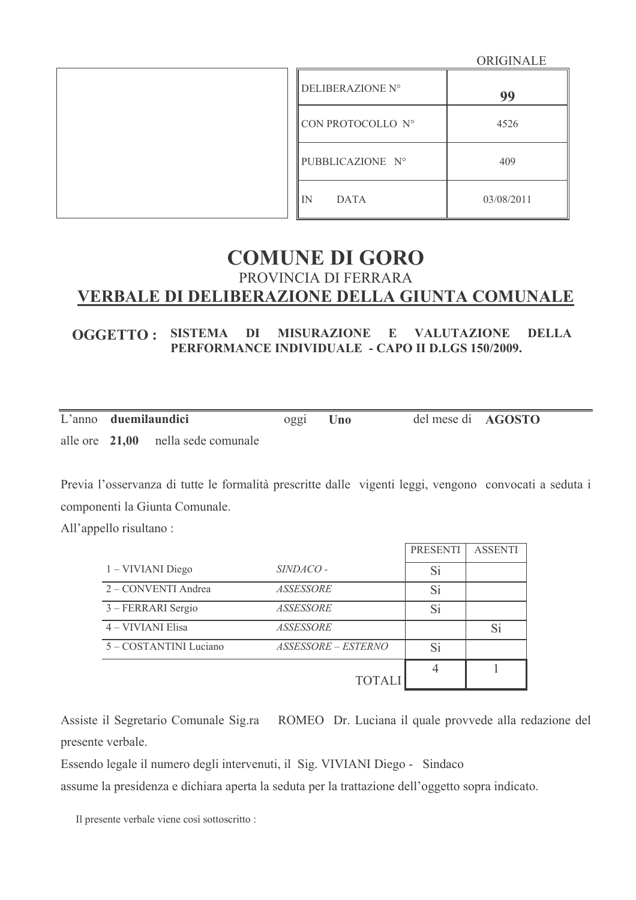ORIGINALE

| | |
|---|---|
| DELIBERAZIONE N° | **99** |
| CON PROTOCOLLO N° | 4526 |
| PUBBLICAZIONE N° | 409 |
| IN DATA | 03/08/2011 |

# COMUNE DI GORO

PROVINCIA DI FERRARA

## VERBALE DI DELIBERAZIONE DELLA GIUNTA COMUNALE

**OGGETTO : SISTEMA DI MISURAZIONE E VALUTAZIONE DELLA PERFORMANCE INDIVIDUALE - CAPO II D.LGS 150/2009.**

L'anno **duemilaundici** oggi **Uno** del mese di **AGOSTO**
alle ore **21,00** nella sede comunale

Previa l'osservanza di tutte le formalità prescritte dalle vigenti leggi, vengono convocati a seduta i componenti la Giunta Comunale.
All'appello risultano :

| | | PRESENTI | ASSENTI |
|---|---|---|---|
| 1 – VIVIANI Diego | *SINDACO -* | Si | |
| 2 – CONVENTI Andrea | *ASSESSORE* | Si | |
| 3 – FERRARI Sergio | *ASSESSORE* | Si | |
| 4 – VIVIANI Elisa | *ASSESSORE* | | Si |
| 5 – COSTANTINI Luciano | *ASSESSORE – ESTERNO* | Si | |
| | TOTALI | 4 | 1 |

Assiste il Segretario Comunale Sig.ra ROMEO Dr. Luciana il quale provvede alla redazione del presente verbale.
Essendo legale il numero degli intervenuti, il Sig. VIVIANI Diego - Sindaco
assume la presidenza e dichiara aperta la seduta per la trattazione dell'oggetto sopra indicato.

Il presente verbale viene così sottoscritto :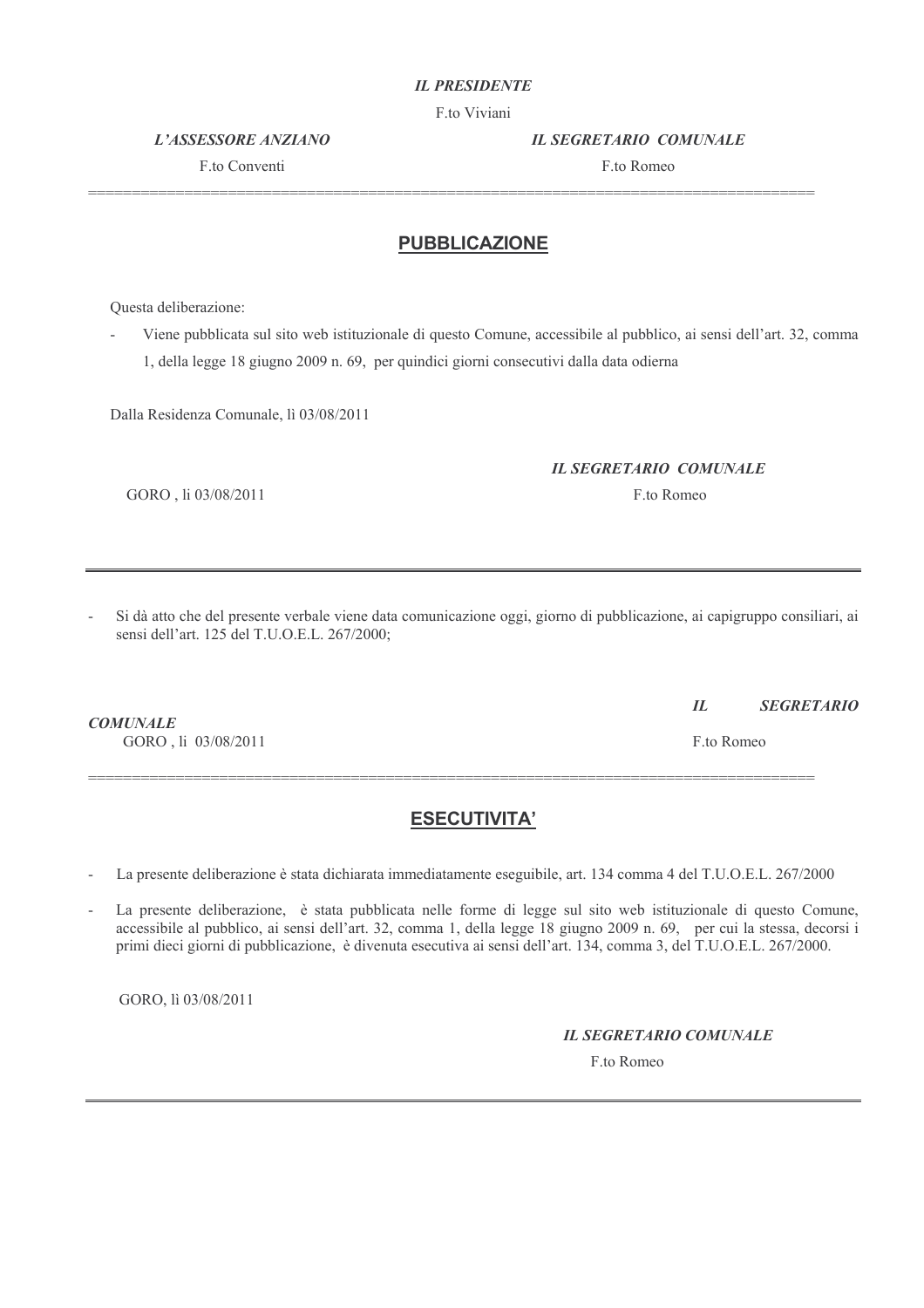*IL PRESIDENTE*

F.to Viviani

*L'ASSESSORE ANZIANO*

F.to Conventi

*IL SEGRETARIO COMUNALE*

F.to Romeo

---

## PUBBLICAZIONE

Questa deliberazione:

- Viene pubblicata sul sito web istituzionale di questo Comune, accessibile al pubblico, ai sensi dell'art. 32, comma 1, della legge 18 giugno 2009 n. 69, per quindici giorni consecutivi dalla data odierna

Dalla Residenza Comunale, lì 03/08/2011

GORO , lì 03/08/2011

*IL SEGRETARIO COMUNALE*

F.to Romeo

---

- Si dà atto che del presente verbale viene data comunicazione oggi, giorno di pubblicazione, ai capigruppo consiliari, ai sensi dell'art. 125 del T.U.O.E.L. 267/2000;

GORO , lì 03/08/2011

*IL SEGRETARIO COMUNALE*

F.to Romeo

---

## ESECUTIVITA'

- La presente deliberazione è stata dichiarata immediatamente eseguibile, art. 134 comma 4 del T.U.O.E.L. 267/2000
- La presente deliberazione, è stata pubblicata nelle forme di legge sul sito web istituzionale di questo Comune, accessibile al pubblico, ai sensi dell'art. 32, comma 1, della legge 18 giugno 2009 n. 69, per cui la stessa, decorsi i primi dieci giorni di pubblicazione, è divenuta esecutiva ai sensi dell'art. 134, comma 3, del T.U.O.E.L. 267/2000.

GORO, lì 03/08/2011

*IL SEGRETARIO COMUNALE*

F.to Romeo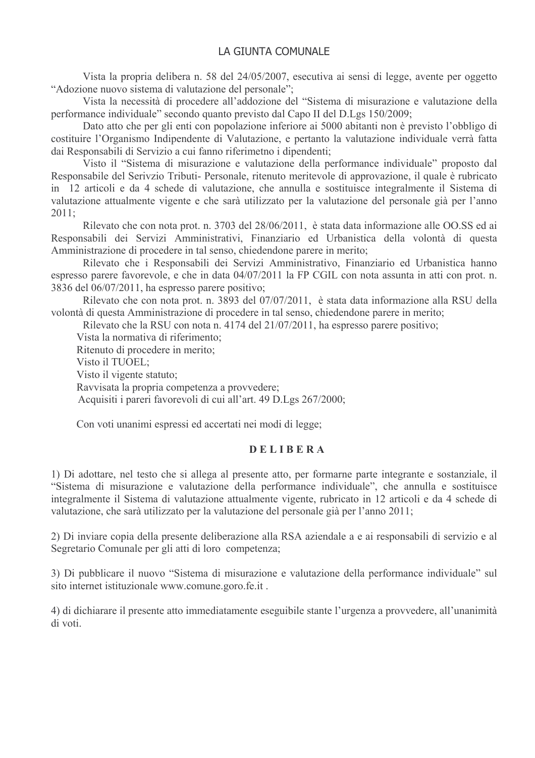# LA GIUNTA COMUNALE

Vista la propria delibera n. 58 del 24/05/2007, esecutiva ai sensi di legge, avente per oggetto "Adozione nuovo sistema di valutazione del personale";

Vista la necessità di procedere all'addozione del "Sistema di misurazione e valutazione della performance individuale" secondo quanto previsto dal Capo II del D.Lgs 150/2009;

Dato atto che per gli enti con popolazione inferiore ai 5000 abitanti non è previsto l'obbligo di costituire l'Organismo Indipendente di Valutazione, e pertanto la valutazione individuale verrà fatta dai Responsabili di Servizio a cui fanno riferimetno i dipendenti;

Visto il "Sistema di misurazione e valutazione della performance individuale" proposto dal Responsabile del Serivzio Tributi- Personale, ritenuto meritevole di approvazione, il quale è rubricato in 12 articoli e da 4 schede di valutazione, che annulla e sostituisce integralmente il Sistema di valutazione attualmente vigente e che sarà utilizzato per la valutazione del personale già per l'anno 2011;

Rilevato che con nota prot. n. 3703 del 28/06/2011, è stata data informazione alle OO.SS ed ai Responsabili dei Servizi Amministrativi, Finanziario ed Urbanistica della volontà di questa Amministrazione di procedere in tal senso, chiedendone parere in merito;

Rilevato che i Responsabili dei Servizi Amministrativo, Finanziario ed Urbanistica hanno espresso parere favorevole, e che in data 04/07/2011 la FP CGIL con nota assunta in atti con prot. n. 3836 del 06/07/2011, ha espresso parere positivo;

Rilevato che con nota prot. n. 3893 del 07/07/2011, è stata data informazione alla RSU della volontà di questa Amministrazione di procedere in tal senso, chiedendone parere in merito;

Rilevato che la RSU con nota n. 4174 del 21/07/2011, ha espresso parere positivo;

Vista la normativa di riferimento;

Ritenuto di procedere in merito;

Visto il TUOEL;

Visto il vigente statuto;

Ravvisata la propria competenza a provvedere;

Acquisiti i pareri favorevoli di cui all'art. 49 D.Lgs 267/2000;

Con voti unanimi espressi ed accertati nei modi di legge;

**D E L I B E R A**

1) Di adottare, nel testo che si allega al presente atto, per formarne parte integrante e sostanziale, il "Sistema di misurazione e valutazione della performance individuale", che annulla e sostituisce integralmente il Sistema di valutazione attualmente vigente, rubricato in 12 articoli e da 4 schede di valutazione, che sarà utilizzato per la valutazione del personale già per l'anno 2011;

2) Di inviare copia della presente deliberazione alla RSA aziendale a e ai responsabili di servizio e al Segretario Comunale per gli atti di loro competenza;

3) Di pubblicare il nuovo "Sistema di misurazione e valutazione della performance individuale" sul sito internet istituzionale www.comune.goro.fe.it .

4) di dichiarare il presente atto immediatamente eseguibile stante l'urgenza a provvedere, all'unanimità di voti.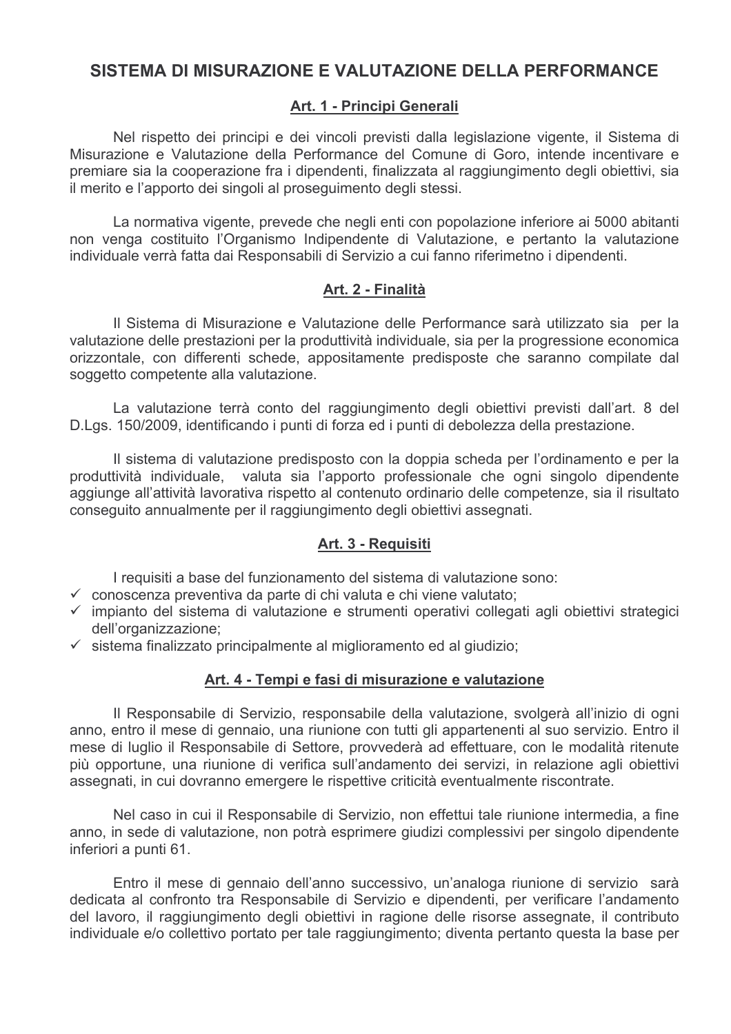# SISTEMA DI MISURAZIONE E VALUTAZIONE DELLA PERFORMANCE

## Art. 1 - Principi Generali

Nel rispetto dei principi e dei vincoli previsti dalla legislazione vigente, il Sistema di Misurazione e Valutazione della Performance del Comune di Goro, intende incentivare e premiare sia la cooperazione fra i dipendenti, finalizzata al raggiungimento degli obiettivi, sia il merito e l'apporto dei singoli al proseguimento degli stessi.

La normativa vigente, prevede che negli enti con popolazione inferiore ai 5000 abitanti non venga costituito l'Organismo Indipendente di Valutazione, e pertanto la valutazione individuale verrà fatta dai Responsabili di Servizio a cui fanno riferimetno i dipendenti.

## Art. 2 - Finalità

Il Sistema di Misurazione e Valutazione delle Performance sarà utilizzato sia per la valutazione delle prestazioni per la produttività individuale, sia per la progressione economica orizzontale, con differenti schede, appositamente predisposte che saranno compilate dal soggetto competente alla valutazione.

La valutazione terrà conto del raggiungimento degli obiettivi previsti dall'art. 8 del D.Lgs. 150/2009, identificando i punti di forza ed i punti di debolezza della prestazione.

Il sistema di valutazione predisposto con la doppia scheda per l'ordinamento e per la produttività individuale, valuta sia l'apporto professionale che ogni singolo dipendente aggiunge all'attività lavorativa rispetto al contenuto ordinario delle competenze, sia il risultato conseguito annualmente per il raggiungimento degli obiettivi assegnati.

## Art. 3 - Requisiti

I requisiti a base del funzionamento del sistema di valutazione sono:

- ✓ conoscenza preventiva da parte di chi valuta e chi viene valutato;
- ✓ impianto del sistema di valutazione e strumenti operativi collegati agli obiettivi strategici dell'organizzazione;
- ✓ sistema finalizzato principalmente al miglioramento ed al giudizio;

## Art. 4 - Tempi e fasi di misurazione e valutazione

Il Responsabile di Servizio, responsabile della valutazione, svolgerà all'inizio di ogni anno, entro il mese di gennaio, una riunione con tutti gli appartenenti al suo servizio. Entro il mese di luglio il Responsabile di Settore, provvederà ad effettuare, con le modalità ritenute più opportune, una riunione di verifica sull'andamento dei servizi, in relazione agli obiettivi assegnati, in cui dovranno emergere le rispettive criticità eventualmente riscontrate.

Nel caso in cui il Responsabile di Servizio, non effettui tale riunione intermedia, a fine anno, in sede di valutazione, non potrà esprimere giudizi complessivi per singolo dipendente inferiori a punti 61.

Entro il mese di gennaio dell'anno successivo, un'analoga riunione di servizio sarà dedicata al confronto tra Responsabile di Servizio e dipendenti, per verificare l'andamento del lavoro, il raggiungimento degli obiettivi in ragione delle risorse assegnate, il contributo individuale e/o collettivo portato per tale raggiungimento; diventa pertanto questa la base per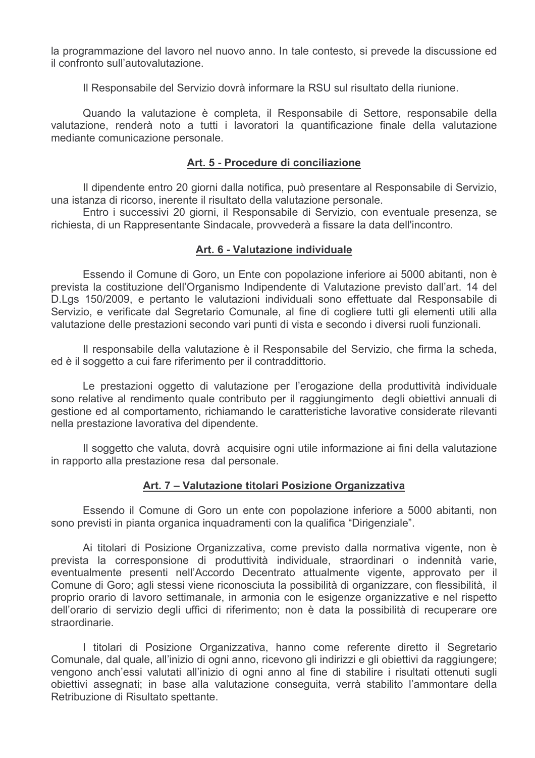la programmazione del lavoro nel nuovo anno. In tale contesto, si prevede la discussione ed il confronto sull'autovalutazione.

Il Responsabile del Servizio dovrà informare la RSU sul risultato della riunione.

Quando la valutazione è completa, il Responsabile di Settore, responsabile della valutazione, renderà noto a tutti i lavoratori la quantificazione finale della valutazione mediante comunicazione personale.

## Art. 5 - Procedure di conciliazione

Il dipendente entro 20 giorni dalla notifica, può presentare al Responsabile di Servizio, una istanza di ricorso, inerente il risultato della valutazione personale.
Entro i successivi 20 giorni, il Responsabile di Servizio, con eventuale presenza, se richiesta, di un Rappresentante Sindacale, provvederà a fissare la data dell'incontro.

## Art. 6 - Valutazione individuale

Essendo il Comune di Goro, un Ente con popolazione inferiore ai 5000 abitanti, non è prevista la costituzione dell'Organismo Indipendente di Valutazione previsto dall'art. 14 del D.Lgs 150/2009, e pertanto le valutazioni individuali sono effettuate dal Responsabile di Servizio, e verificate dal Segretario Comunale, al fine di cogliere tutti gli elementi utili alla valutazione delle prestazioni secondo vari punti di vista e secondo i diversi ruoli funzionali.

Il responsabile della valutazione è il Responsabile del Servizio, che firma la scheda, ed è il soggetto a cui fare riferimento per il contraddittorio.

Le prestazioni oggetto di valutazione per l'erogazione della produttività individuale sono relative al rendimento quale contributo per il raggiungimento degli obiettivi annuali di gestione ed al comportamento, richiamando le caratteristiche lavorative considerate rilevanti nella prestazione lavorativa del dipendente.

Il soggetto che valuta, dovrà acquisire ogni utile informazione ai fini della valutazione in rapporto alla prestazione resa dal personale.

## Art. 7 – Valutazione titolari Posizione Organizzativa

Essendo il Comune di Goro un ente con popolazione inferiore a 5000 abitanti, non sono previsti in pianta organica inquadramenti con la qualifica "Dirigenziale".

Ai titolari di Posizione Organizzativa, come previsto dalla normativa vigente, non è prevista la corresponsione di produttività individuale, straordinari o indennità varie, eventualmente presenti nell'Accordo Decentrato attualmente vigente, approvato per il Comune di Goro; agli stessi viene riconosciuta la possibilità di organizzare, con flessibilità, il proprio orario di lavoro settimanale, in armonia con le esigenze organizzative e nel rispetto dell'orario di servizio degli uffici di riferimento; non è data la possibilità di recuperare ore straordinarie.

I titolari di Posizione Organizzativa, hanno come referente diretto il Segretario Comunale, dal quale, all'inizio di ogni anno, ricevono gli indirizzi e gli obiettivi da raggiungere; vengono anch'essi valutati all'inizio di ogni anno al fine di stabilire i risultati ottenuti sugli obiettivi assegnati; in base alla valutazione conseguita, verrà stabilito l'ammontare della Retribuzione di Risultato spettante.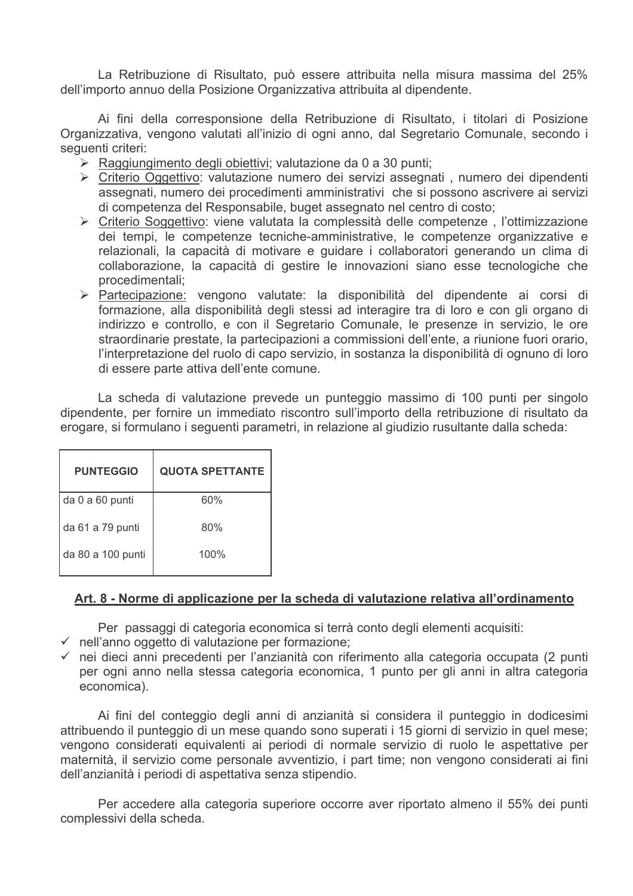La Retribuzione di Risultato, può essere attribuita nella misura massima del 25% dell'importo annuo della Posizione Organizzativa attribuita al dipendente.

Ai fini della corresponsione della Retribuzione di Risultato, i titolari di Posizione Organizzativa, vengono valutati all'inizio di ogni anno, dal Segretario Comunale, secondo i seguenti criteri:

- Raggiungimento degli obiettivi; valutazione da 0 a 30 punti;
- Criterio Oggettivo: valutazione numero dei servizi assegnati , numero dei dipendenti assegnati, numero dei procedimenti amministrativi che si possono ascrivere ai servizi di competenza del Responsabile, buget assegnato nel centro di costo;
- Criterio Soggettivo: viene valutata la complessità delle competenze , l'ottimizzazione dei tempi, le competenze tecniche-amministrative, le competenze organizzative e relazionali, la capacità di motivare e guidare i collaboratori generando un clima di collaborazione, la capacità di gestire le innovazioni siano esse tecnologiche che procedimentali;
- Partecipazione: vengono valutate: la disponibilità del dipendente ai corsi di formazione, alla disponibilità degli stessi ad interagire tra di loro e con gli organo di indirizzo e controllo, e con il Segretario Comunale, le presenze in servizio, le ore straordinarie prestate, la partecipazioni a commissioni dell'ente, a riunione fuori orario, l'interpretazione del ruolo di capo servizio, in sostanza la disponibilità di ognuno di loro di essere parte attiva dell'ente comune.

La scheda di valutazione prevede un punteggio massimo di 100 punti per singolo dipendente, per fornire un immediato riscontro sull'importo della retribuzione di risultato da erogare, si formulano i seguenti parametri, in relazione al giudizio rusultante dalla scheda:

| PUNTEGGIO | QUOTA SPETTANTE |
|---|---|
| da 0 a 60 punti | 60% |
| da 61 a 79 punti | 80% |
| da 80 a 100 punti | 100% |

## Art. 8 - Norme di applicazione per la scheda di valutazione relativa all'ordinamento

Per passaggi di categoria economica si terrà conto degli elementi acquisiti:

- ✓ nell'anno oggetto di valutazione per formazione;
- ✓ nei dieci anni precedenti per l'anzianità con riferimento alla categoria occupata (2 punti per ogni anno nella stessa categoria economica, 1 punto per gli anni in altra categoria economica).

Ai fini del conteggio degli anni di anzianità si considera il punteggio in dodicesimi attribuendo il punteggio di un mese quando sono superati i 15 giorni di servizio in quel mese; vengono considerati equivalenti ai periodi di normale servizio di ruolo le aspettative per maternità, il servizio come personale avventizio, i part time; non vengono considerati ai fini dell'anzianità i periodi di aspettativa senza stipendio.

Per accedere alla categoria superiore occorre aver riportato almeno il 55% dei punti complessivi della scheda.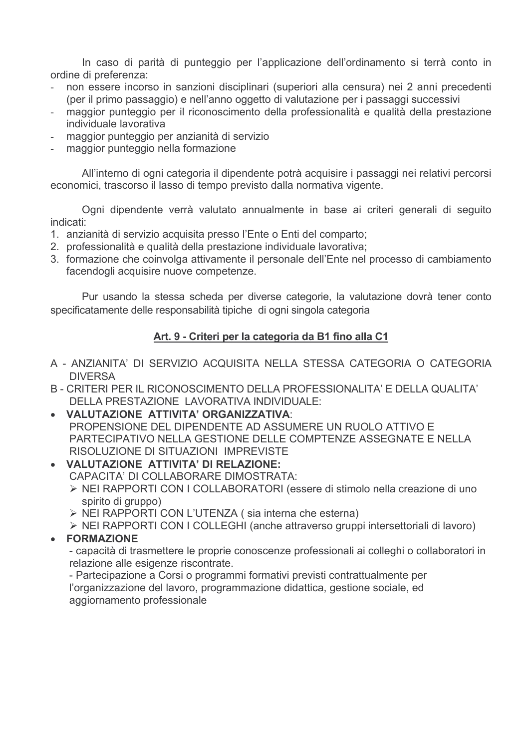In caso di parità di punteggio per l'applicazione dell'ordinamento si terrà conto in ordine di preferenza:

- non essere incorso in sanzioni disciplinari (superiori alla censura) nei 2 anni precedenti (per il primo passaggio) e nell'anno oggetto di valutazione per i passaggi successivi
- maggior punteggio per il riconoscimento della professionalità e qualità della prestazione individuale lavorativa
- maggior punteggio per anzianità di servizio
- maggior punteggio nella formazione

All'interno di ogni categoria il dipendente potrà acquisire i passaggi nei relativi percorsi economici, trascorso il lasso di tempo previsto dalla normativa vigente.

Ogni dipendente verrà valutato annualmente in base ai criteri generali di seguito indicati:

1. anzianità di servizio acquisita presso l'Ente o Enti del comparto;
2. professionalità e qualità della prestazione individuale lavorativa;
3. formazione che coinvolga attivamente il personale dell'Ente nel processo di cambiamento facendogli acquisire nuove competenze.

Pur usando la stessa scheda per diverse categorie, la valutazione dovrà tener conto specificatamente delle responsabilità tipiche di ogni singola categoria

## Art. 9 - Criteri per la categoria da B1 fino alla C1

A - ANZIANITA' DI SERVIZIO ACQUISITA NELLA STESSA CATEGORIA O CATEGORIA DIVERSA

B - CRITERI PER IL RICONOSCIMENTO DELLA PROFESSIONALITA' E DELLA QUALITA' DELLA PRESTAZIONE LAVORATIVA INDIVIDUALE:

- **VALUTAZIONE ATTIVITA' ORGANIZZATIVA**:
  PROPENSIONE DEL DIPENDENTE AD ASSUMERE UN RUOLO ATTIVO E PARTECIPATIVO NELLA GESTIONE DELLE COMPTENZE ASSEGNATE E NELLA RISOLUZIONE DI SITUAZIONI IMPREVISTE
- **VALUTAZIONE ATTIVITA' DI RELAZIONE:**
  CAPACITA' DI COLLABORARE DIMOSTRATA:
  - NEI RAPPORTI CON I COLLABORATORI (essere di stimolo nella creazione di uno spirito di gruppo)
  - NEI RAPPORTI CON L'UTENZA ( sia interna che esterna)
  - NEI RAPPORTI CON I COLLEGHI (anche attraverso gruppi intersettoriali di lavoro)
- **FORMAZIONE**
  - capacità di trasmettere le proprie conoscenze professionali ai colleghi o collaboratori in relazione alle esigenze riscontrate.
  - Partecipazione a Corsi o programmi formativi previsti contrattualmente per l'organizzazione del lavoro, programmazione didattica, gestione sociale, ed aggiornamento professionale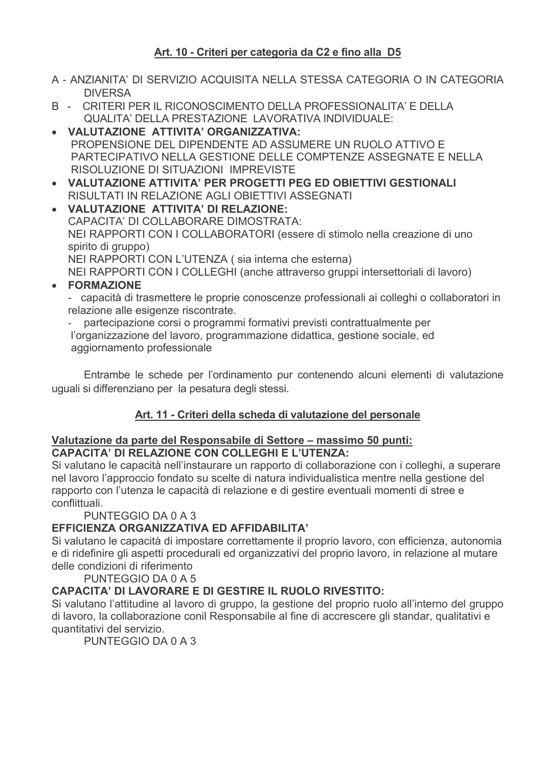## Art. 10 - Criteri per categoria da C2 e fino alla D5

A - ANZIANITA' DI SERVIZIO ACQUISITA NELLA STESSA CATEGORIA O IN CATEGORIA DIVERSA

B - CRITERI PER IL RICONOSCIMENTO DELLA PROFESSIONALITA' E DELLA QUALITA' DELLA PRESTAZIONE LAVORATIVA INDIVIDUALE:

- **VALUTAZIONE ATTIVITA' ORGANIZZATIVA:**
  PROPENSIONE DEL DIPENDENTE AD ASSUMERE UN RUOLO ATTIVO E PARTECIPATIVO NELLA GESTIONE DELLE COMPTENZE ASSEGNATE E NELLA RISOLUZIONE DI SITUAZIONI IMPREVISTE
- **VALUTAZIONE ATTIVITA' PER PROGETTI PEG ED OBIETTIVI GESTIONALI**
  RISULTATI IN RELAZIONE AGLI OBIETTIVI ASSEGNATI
- **VALUTAZIONE ATTIVITA' DI RELAZIONE:**
  CAPACITA' DI COLLABORARE DIMOSTRATA:
  NEI RAPPORTI CON I COLLABORATORI (essere di stimolo nella creazione di uno spirito di gruppo)
  NEI RAPPORTI CON L'UTENZA ( sia interna che esterna)
  NEI RAPPORTI CON I COLLEGHI (anche attraverso gruppi intersettoriali di lavoro)
- **FORMAZIONE**
  - capacità di trasmettere le proprie conoscenze professionali ai colleghi o collaboratori in relazione alle esigenze riscontrate.
  - partecipazione corsi o programmi formativi previsti contrattualmente per l'organizzazione del lavoro, programmazione didattica, gestione sociale, ed aggiornamento professionale

Entrambe le schede per l'ordinamento pur contenendo alcuni elementi di valutazione uguali si differenziano per la pesatura degli stessi.

## Art. 11 - Criteri della scheda di valutazione del personale

**Valutazione da parte del Responsabile di Settore – massimo 50 punti:**

**CAPACITA' DI RELAZIONE CON COLLEGHI E L'UTENZA:**

Si valutano le capacità nell'instaurare un rapporto di collaborazione con i colleghi, a superare nel lavoro l'approccio fondato su scelte di natura individualistica mentre nella gestione del rapporto con l'utenza le capacità di relazione e di gestire eventuali momenti di stree e conflittuali.

PUNTEGGIO DA 0 A 3

**EFFICIENZA ORGANIZZATIVA ED AFFIDABILITA'**

Si valutano le capacità di impostare correttamente il proprio lavoro, con efficienza, autonomia e di ridefinire gli aspetti procedurali ed organizzativi del proprio lavoro, in relazione al mutare delle condizioni di riferimento

PUNTEGGIO DA 0 A 5

**CAPACITA' DI LAVORARE E DI GESTIRE IL RUOLO RIVESTITO:**

Si valutano l'attitudine al lavoro di gruppo, la gestione del proprio ruolo all'interno del gruppo di lavoro, la collaborazione conil Responsabile al fine di accrescere gli standar, qualitativi e quantitativi del servizio.

PUNTEGGIO DA 0 A 3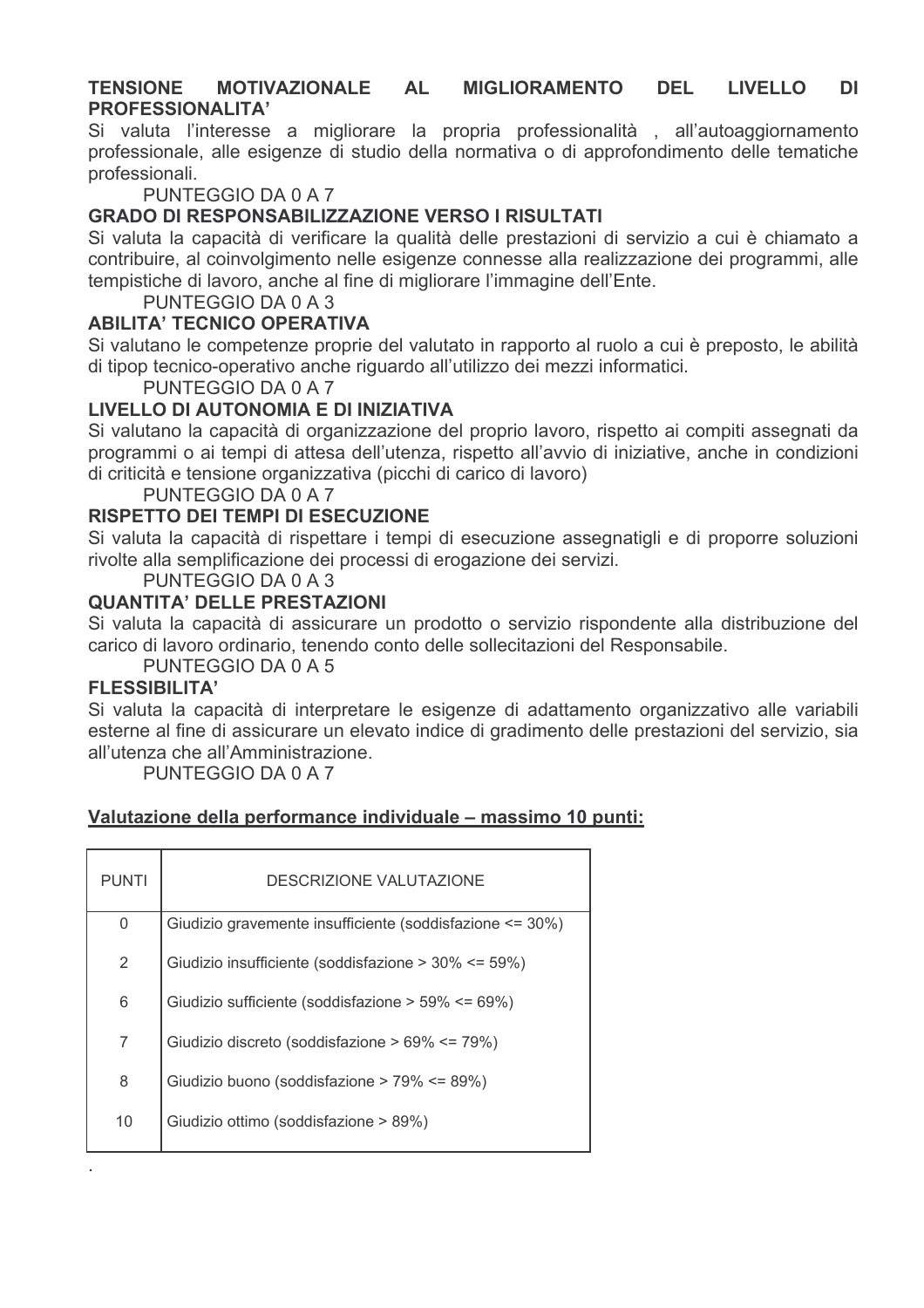**TENSIONE MOTIVAZIONALE AL MIGLIORAMENTO DEL LIVELLO DI PROFESSIONALITA'**

Si valuta l'interesse a migliorare la propria professionalità , all'autoaggiornamento professionale, alle esigenze di studio della normativa o di approfondimento delle tematiche professionali.

PUNTEGGIO DA 0 A 7

**GRADO DI RESPONSABILIZZAZIONE VERSO I RISULTATI**

Si valuta la capacità di verificare la qualità delle prestazioni di servizio a cui è chiamato a contribuire, al coinvolgimento nelle esigenze connesse alla realizzazione dei programmi, alle tempistiche di lavoro, anche al fine di migliorare l'immagine dell'Ente.

PUNTEGGIO DA 0 A 3

**ABILITA' TECNICO OPERATIVA**

Si valutano le competenze proprie del valutato in rapporto al ruolo a cui è preposto, le abilità di tipop tecnico-operativo anche riguardo all'utilizzo dei mezzi informatici.

PUNTEGGIO DA 0 A 7

**LIVELLO DI AUTONOMIA E DI INIZIATIVA**

Si valutano la capacità di organizzazione del proprio lavoro, rispetto ai compiti assegnati da programmi o ai tempi di attesa dell'utenza, rispetto all'avvio di iniziative, anche in condizioni di criticità e tensione organizzativa (picchi di carico di lavoro)

PUNTEGGIO DA 0 A 7

**RISPETTO DEI TEMPI DI ESECUZIONE**

Si valuta la capacità di rispettare i tempi di esecuzione assegnatigli e di proporre soluzioni rivolte alla semplificazione dei processi di erogazione dei servizi.

PUNTEGGIO DA 0 A 3

**QUANTITA' DELLE PRESTAZIONI**

Si valuta la capacità di assicurare un prodotto o servizio rispondente alla distribuzione del carico di lavoro ordinario, tenendo conto delle sollecitazioni del Responsabile.

PUNTEGGIO DA 0 A 5

**FLESSIBILITA'**

Si valuta la capacità di interpretare le esigenze di adattamento organizzativo alle variabili esterne al fine di assicurare un elevato indice di gradimento delle prestazioni del servizio, sia all'utenza che all'Amministrazione.

PUNTEGGIO DA 0 A 7

**Valutazione della performance individuale – massimo 10 punti:**

| PUNTI | DESCRIZIONE VALUTAZIONE |
|---|---|
| 0 | Giudizio gravemente insufficiente (soddisfazione <= 30%) |
| 2 | Giudizio insufficiente (soddisfazione > 30% <= 59%) |
| 6 | Giudizio sufficiente (soddisfazione > 59% <= 69%) |
| 7 | Giudizio discreto (soddisfazione > 69% <= 79%) |
| 8 | Giudizio buono (soddisfazione > 79% <= 89%) |
| 10 | Giudizio ottimo (soddisfazione > 89%) |

.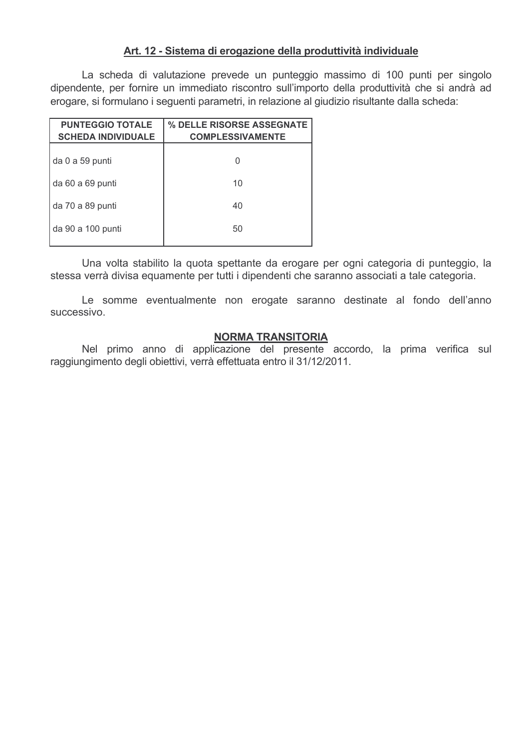## Art. 12 - Sistema di erogazione della produttività individuale

La scheda di valutazione prevede un punteggio massimo di 100 punti per singolo dipendente, per fornire un immediato riscontro sull'importo della produttività che si andrà ad erogare, si formulano i seguenti parametri, in relazione al giudizio risultante dalla scheda:

| PUNTEGGIO TOTALE SCHEDA INDIVIDUALE | % DELLE RISORSE ASSEGNATE COMPLESSIVAMENTE |
|---|---|
| da 0 a 59 punti | 0 |
| da 60 a 69 punti | 10 |
| da 70 a 89 punti | 40 |
| da 90 a 100 punti | 50 |

Una volta stabilito la quota spettante da erogare per ogni categoria di punteggio, la stessa verrà divisa equamente per tutti i dipendenti che saranno associati a tale categoria.

Le somme eventualmente non erogate saranno destinate al fondo dell'anno successivo.

### NORMA TRANSITORIA

Nel primo anno di applicazione del presente accordo, la prima verifica sul raggiungimento degli obiettivi, verrà effettuata entro il 31/12/2011.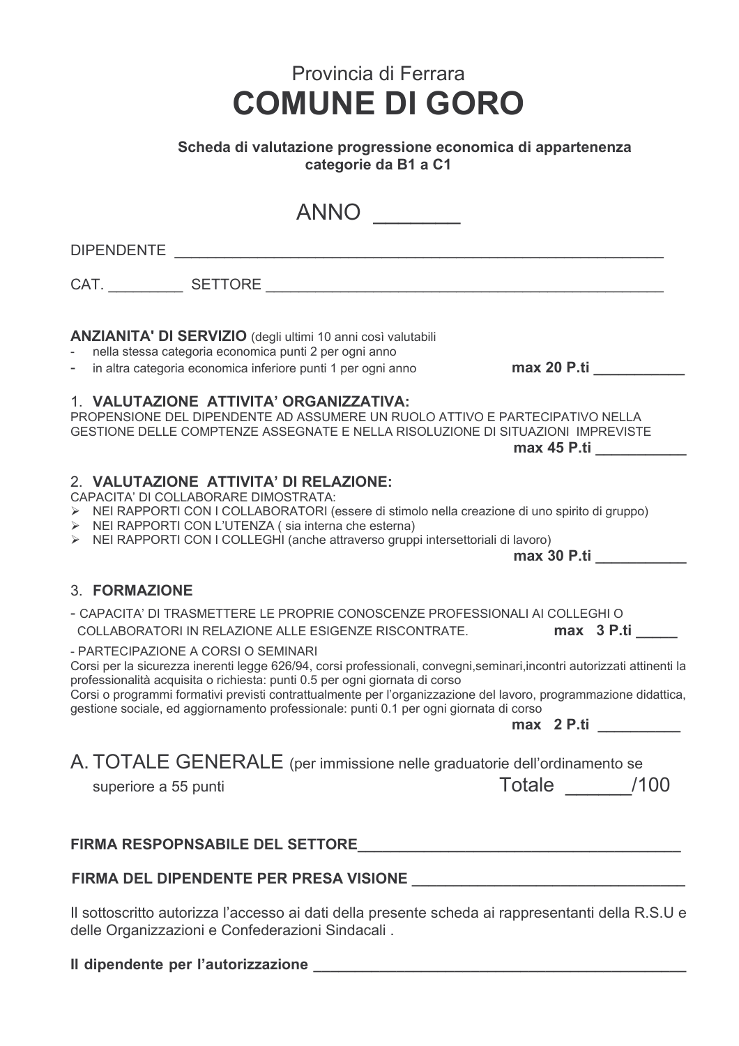Provincia di Ferrara

# COMUNE DI GORO

**Scheda di valutazione progressione economica di appartenenza categorie da B1 a C1**

## ANNO _______

DIPENDENTE ____________________________________________________________

CAT. _________ SETTORE ________________________________________________

**ANZIANITA' DI SERVIZIO** (degli ultimi 10 anni così valutabili

- nella stessa categoria economica punti 2 per ogni anno
- in altra categoria economica inferiore punti 1 per ogni anno **max 20 P.ti ___________**

1. **VALUTAZIONE ATTIVITA' ORGANIZZATIVA:**

PROPENSIONE DEL DIPENDENTE AD ASSUMERE UN RUOLO ATTIVO E PARTECIPATIVO NELLA GESTIONE DELLE COMPTENZE ASSEGNATE E NELLA RISOLUZIONE DI SITUAZIONI IMPREVISTE

**max 45 P.ti ___________**

2. **VALUTAZIONE ATTIVITA' DI RELAZIONE:**

CAPACITA' DI COLLABORARE DIMOSTRATA:

- NEI RAPPORTI CON I COLLABORATORI (essere di stimolo nella creazione di uno spirito di gruppo)
- NEI RAPPORTI CON L'UTENZA ( sia interna che esterna)
- NEI RAPPORTI CON I COLLEGHI (anche attraverso gruppi intersettoriali di lavoro)

**max 30 P.ti ___________**

3. **FORMAZIONE**

- CAPACITA' DI TRASMETTERE LE PROPRIE CONOSCENZE PROFESSIONALI AI COLLEGHI O COLLABORATORI IN RELAZIONE ALLE ESIGENZE RISCONTRATE. **max 3 P.ti _____**

- PARTECIPAZIONE A CORSI O SEMINARI

Corsi per la sicurezza inerenti legge 626/94, corsi professionali, convegni,seminari,incontri autorizzati attinenti la professionalità acquisita o richiesta: punti 0.5 per ogni giornata di corso

Corsi o programmi formativi previsti contrattualmente per l'organizzazione del lavoro, programmazione didattica, gestione sociale, ed aggiornamento professionale: punti 0.1 per ogni giornata di corso

**max 2 P.ti __________**

A. TOTALE GENERALE (per immissione nelle graduatorie dell'ordinamento se superiore a 55 punti Totale ______/100

**FIRMA RESPOPNSABILE DEL SETTORE______________________________________**

**FIRMA DEL DIPENDENTE PER PRESA VISIONE _________________________________**

Il sottoscritto autorizza l'accesso ai dati della presente scheda ai rappresentanti della R.S.U e delle Organizzazioni e Confederazioni Sindacali .

**Il dipendente per l'autorizzazione _____________________________________________**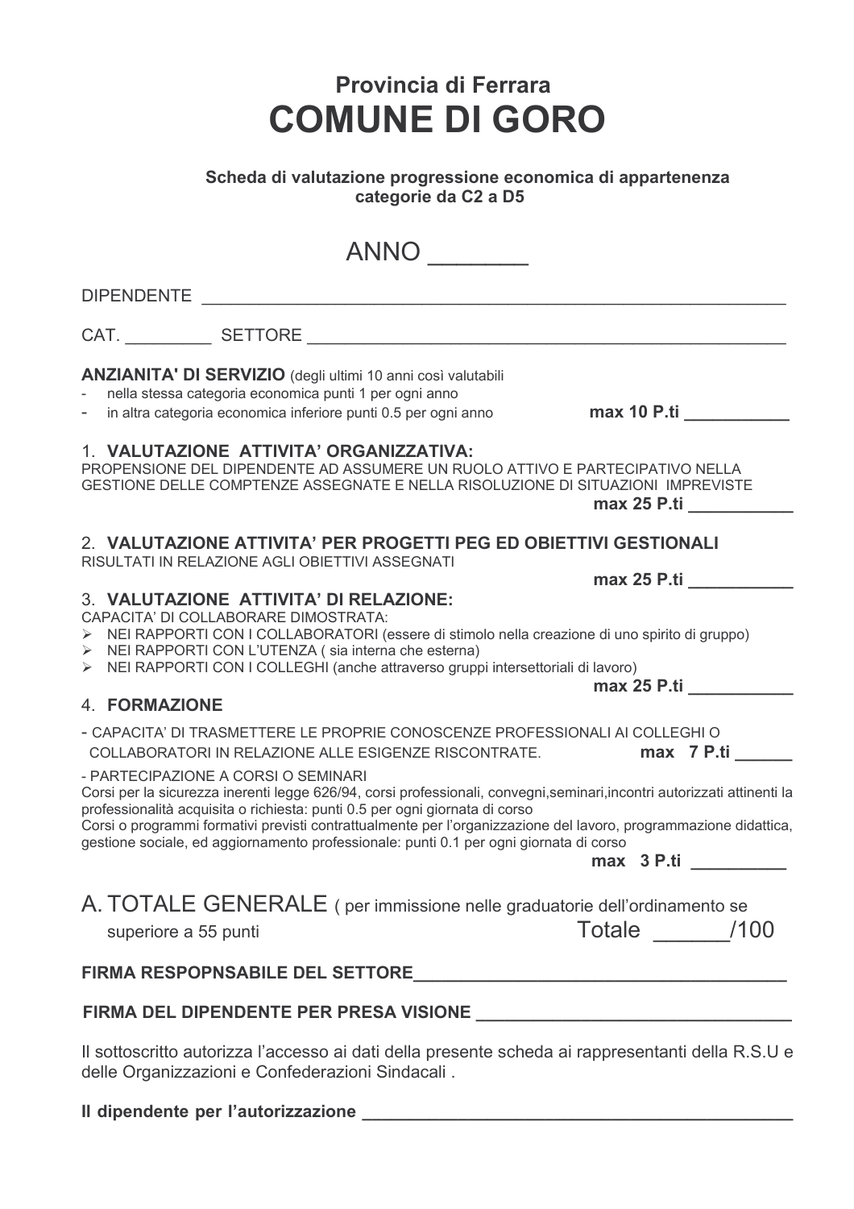# Provincia di Ferrara
# COMUNE DI GORO

**Scheda di valutazione progressione economica di appartenenza categorie da C2 a D5**

ANNO _______

DIPENDENTE ______________________________________________________________

CAT. _________ SETTORE ______________________________________________________

**ANZIANITA' DI SERVIZIO** (degli ultimi 10 anni così valutabili
- nella stessa categoria economica punti 1 per ogni anno
- in altra categoria economica inferiore punti 0.5 per ogni anno **max 10 P.ti** ___________

1. **VALUTAZIONE ATTIVITA' ORGANIZZATIVA:**
PROPENSIONE DEL DIPENDENTE AD ASSUMERE UN RUOLO ATTIVO E PARTECIPATIVO NELLA GESTIONE DELLE COMPTENZE ASSEGNATE E NELLA RISOLUZIONE DI SITUAZIONI IMPREVISTE
**max 25 P.ti** ___________

2. **VALUTAZIONE ATTIVITA' PER PROGETTI PEG ED OBIETTIVI GESTIONALI**
RISULTATI IN RELAZIONE AGLI OBIETTIVI ASSEGNATI
**max 25 P.ti** ___________

3. **VALUTAZIONE ATTIVITA' DI RELAZIONE:**
CAPACITA' DI COLLABORARE DIMOSTRATA:
- NEI RAPPORTI CON I COLLABORATORI (essere di stimolo nella creazione di uno spirito di gruppo)
- NEI RAPPORTI CON L'UTENZA ( sia interna che esterna)
- NEI RAPPORTI CON I COLLEGHI (anche attraverso gruppi intersettoriali di lavoro)

**max 25 P.ti** ___________

4. **FORMAZIONE**

- CAPACITA' DI TRASMETTERE LE PROPRIE CONOSCENZE PROFESSIONALI AI COLLEGHI O COLLABORATORI IN RELAZIONE ALLE ESIGENZE RISCONTRATE. **max 7 P.ti** ______

- PARTECIPAZIONE A CORSI O SEMINARI
Corsi per la sicurezza inerenti legge 626/94, corsi professionali, convegni,seminari,incontri autorizzati attinenti la professionalità acquisita o richiesta: punti 0.5 per ogni giornata di corso
Corsi o programmi formativi previsti contrattualmente per l'organizzazione del lavoro, programmazione didattica, gestione sociale, ed aggiornamento professionale: punti 0.1 per ogni giornata di corso
**max 3 P.ti** __________

A. TOTALE GENERALE ( per immissione nelle graduatorie dell'ordinamento se superiore a 55 punti Totale ______/100

**FIRMA RESPOPNSABILE DEL SETTORE**_______________________________________

**FIRMA DEL DIPENDENTE PER PRESA VISIONE** _________________________________

Il sottoscritto autorizza l'accesso ai dati della presente scheda ai rappresentanti della R.S.U e delle Organizzazioni e Confederazioni Sindacali .

**Il dipendente per l'autorizzazione** _____________________________________________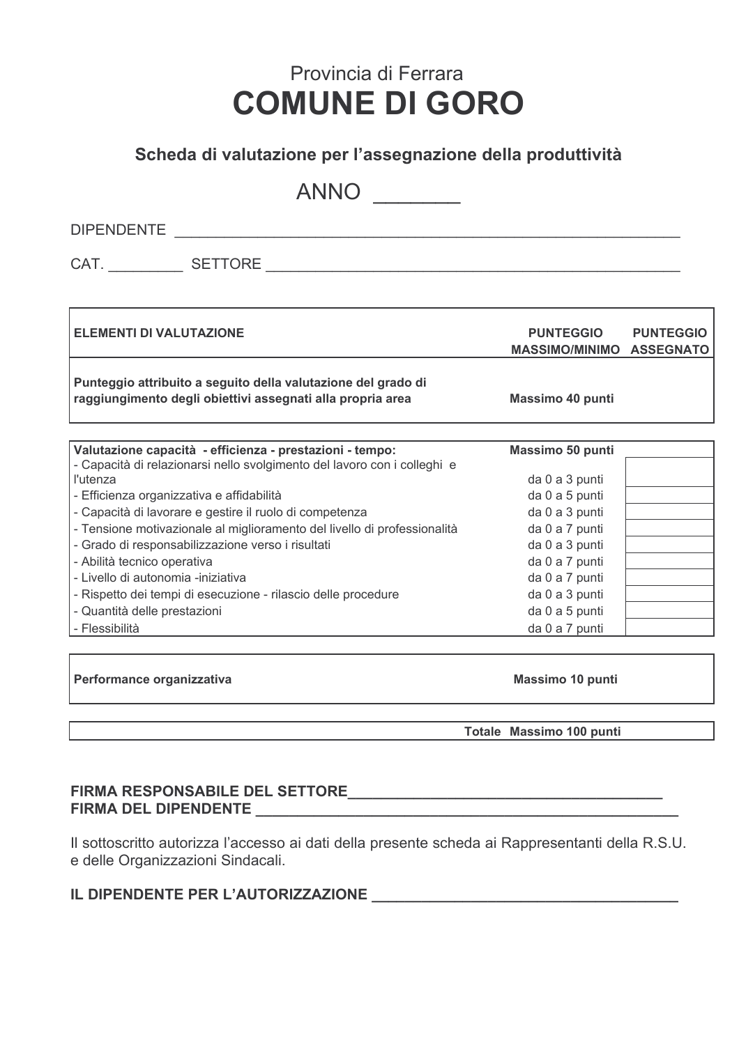Provincia di Ferrara

# COMUNE DI GORO

## Scheda di valutazione per l'assegnazione della produttività

ANNO _______

DIPENDENTE ____________________________________________________________

CAT. _________ SETTORE ________________________________________________

| ELEMENTI DI VALUTAZIONE | PUNTEGGIO MASSIMO/MINIMO | PUNTEGGIO ASSEGNATO |
|---|---|---|
| **Punteggio attribuito a seguito della valutazione del grado di raggiungimento degli obiettivi assegnati alla propria area** | **Massimo 40 punti** | |
| **Valutazione capacità - efficienza - prestazioni - tempo:** | **Massimo 50 punti** | |
| - Capacità di relazionarsi nello svolgimento del lavoro con i colleghi e l'utenza | da 0 a 3 punti | |
| - Efficienza organizzativa e affidabilità | da 0 a 5 punti | |
| - Capacità di lavorare e gestire il ruolo di competenza | da 0 a 3 punti | |
| - Tensione motivazionale al miglioramento del livello di professionalità | da 0 a 7 punti | |
| - Grado di responsabilizzazione verso i risultati | da 0 a 3 punti | |
| - Abilità tecnico operativa | da 0 a 7 punti | |
| - Livello di autonomia -iniziativa | da 0 a 7 punti | |
| - Rispetto dei tempi di esecuzione - rilascio delle procedure | da 0 a 3 punti | |
| - Quantità delle prestazioni | da 0 a 5 punti | |
| - Flessibilità | da 0 a 7 punti | |
| **Performance organizzativa** | **Massimo 10 punti** | |
| **Totale** | **Massimo 100 punti** | |

**FIRMA RESPONSABILE DEL SETTORE______________________________________**
**FIRMA DEL DIPENDENTE ______________________________________________**

Il sottoscritto autorizza l'accesso ai dati della presente scheda ai Rappresentanti della R.S.U. e delle Organizzazioni Sindacali.

**IL DIPENDENTE PER L'AUTORIZZAZIONE ___________________________________**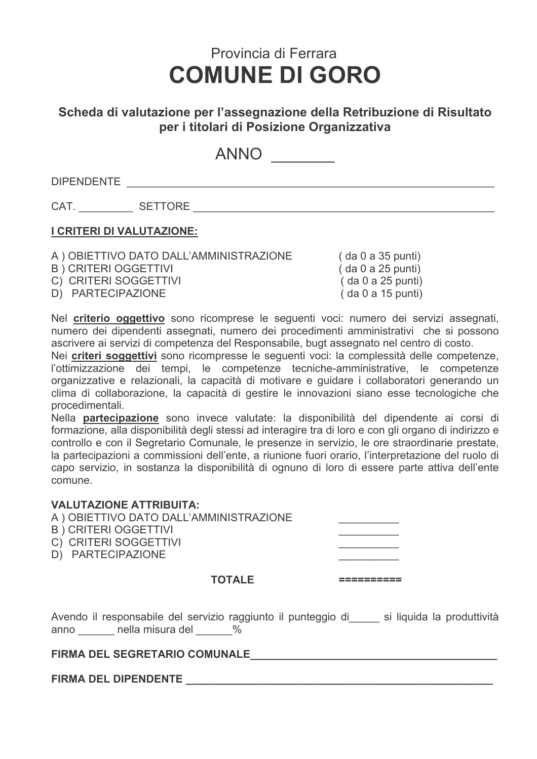Provincia di Ferrara

# COMUNE DI GORO

### Scheda di valutazione per l'assegnazione della Retribuzione di Risultato per i titolari di Posizione Organizzativa

ANNO _______

DIPENDENTE _______________________________________________________________

CAT. _________ SETTORE __________________________________________________

**I CRITERI DI VALUTAZIONE:**

A ) OBIETTIVO DATO DALL'AMMINISTRAZIONE ( da 0 a 35 punti)
B ) CRITERI OGGETTIVI ( da 0 a 25 punti)
C) CRITERI SOGGETTIVI ( da 0 a 25 punti)
D) PARTECIPAZIONE ( da 0 a 15 punti)

Nel **criterio oggettivo** sono ricomprese le seguenti voci: numero dei servizi assegnati, numero dei dipendenti assegnati, numero dei procedimenti amministrativi che si possono ascrivere ai servizi di competenza del Responsabile, bugt assegnato nel centro di costo.
Nei **criteri soggettivi** sono ricomprese le seguenti voci: la complessità delle competenze, l'ottimizzazione dei tempi, le competenze tecniche-amministrative, le competenze organizzative e relazionali, la capacità di motivare e guidare i collaboratori generando un clima di collaborazione, la capacità di gestire le innovazioni siano esse tecnologiche che procedimentali.
Nella **partecipazione** sono invece valutate: la disponibilità del dipendente ai corsi di formazione, alla disponibilità degli stessi ad interagire tra di loro e con gli organo di indirizzo e controllo e con il Segretario Comunale, le presenze in servizio, le ore straordinarie prestate, la partecipazioni a commissioni dell'ente, a riunione fuori orario, l'interpretazione del ruolo di capo servizio, in sostanza la disponibilità di ognuno di loro di essere parte attiva dell'ente comune.

**VALUTAZIONE ATTRIBUITA:**

A ) OBIETTIVO DATO DALL'AMMINISTRAZIONE __________
B ) CRITERI OGGETTIVI __________
C) CRITERI SOGGETTIVI __________
D) PARTECIPAZIONE __________

**TOTALE** ==========

Avendo il responsabile del servizio raggiunto il punteggio di_____ si liquida la produttività anno ______ nella misura del ______%

**FIRMA DEL SEGRETARIO COMUNALE__________________________________________**

**FIRMA DEL DIPENDENTE ______________________________________________________**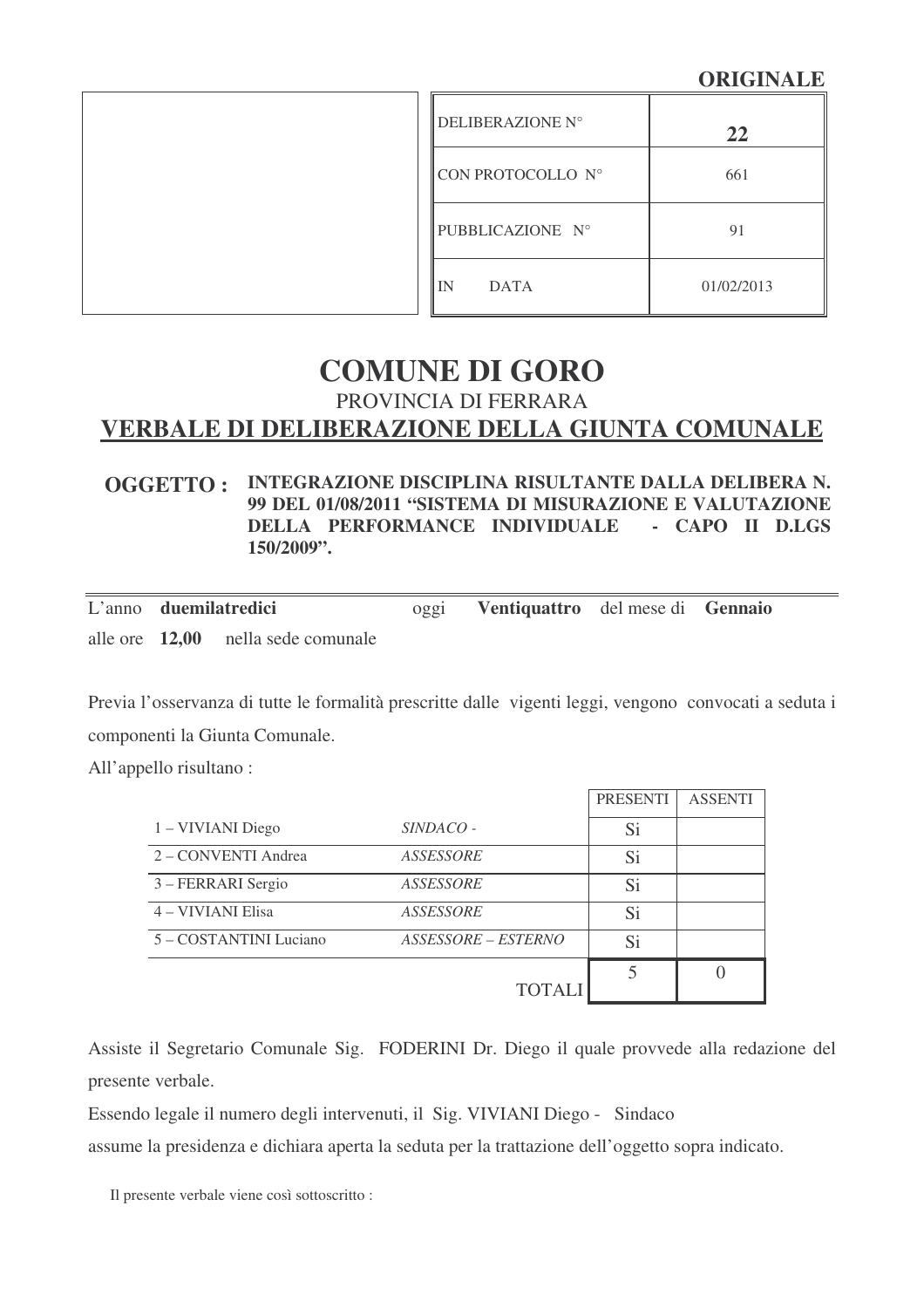**ORIGINALE**

| | |
|---|---|
| DELIBERAZIONE N° | **22** |
| CON PROTOCOLLO N° | 661 |
| PUBBLICAZIONE N° | 91 |
| IN DATA | 01/02/2013 |

# COMUNE DI GORO

PROVINCIA DI FERRARA

## VERBALE DI DELIBERAZIONE DELLA GIUNTA COMUNALE

**OGGETTO : INTEGRAZIONE DISCIPLINA RISULTANTE DALLA DELIBERA N. 99 DEL 01/08/2011 "SISTEMA DI MISURAZIONE E VALUTAZIONE DELLA PERFORMANCE INDIVIDUALE - CAPO II D.LGS 150/2009".**

L'anno **duemilatredici** oggi **Ventiquattro** del mese di **Gennaio** alle ore **12,00** nella sede comunale

Previa l'osservanza di tutte le formalità prescritte dalle vigenti leggi, vengono convocati a seduta i componenti la Giunta Comunale.

All'appello risultano :

| | | PRESENTI | ASSENTI |
|---|---|---|---|
| 1 – VIVIANI Diego | *SINDACO -* | Si | |
| 2 – CONVENTI Andrea | *ASSESSORE* | Si | |
| 3 – FERRARI Sergio | *ASSESSORE* | Si | |
| 4 – VIVIANI Elisa | *ASSESSORE* | Si | |
| 5 – COSTANTINI Luciano | *ASSESSORE – ESTERNO* | Si | |
| | TOTALI | 5 | 0 |

Assiste il Segretario Comunale Sig. FODERINI Dr. Diego il quale provvede alla redazione del presente verbale.

Essendo legale il numero degli intervenuti, il Sig. VIVIANI Diego - Sindaco assume la presidenza e dichiara aperta la seduta per la trattazione dell'oggetto sopra indicato.

Il presente verbale viene così sottoscritto :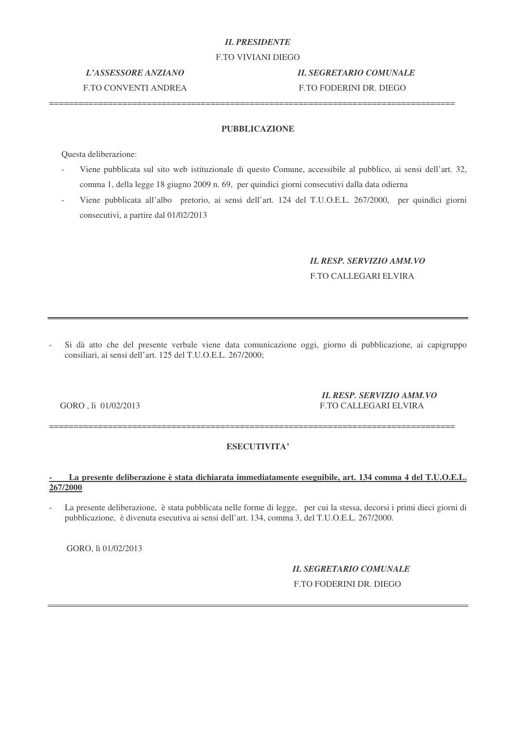*IL PRESIDENTE*
F.TO VIVIANI DIEGO

*L'ASSESSORE ANZIANO*
F.TO CONVENTI ANDREA

*IL SEGRETARIO COMUNALE*
F.TO FODERINI DR. DIEGO

====================================================================================

**PUBBLICAZIONE**

Questa deliberazione:

- Viene pubblicata sul sito web istituzionale di questo Comune, accessibile al pubblico, ai sensi dell'art. 32, comma 1, della legge 18 giugno 2009 n. 69, per quindici giorni consecutivi dalla data odierna
- Viene pubblicata all'albo pretorio, ai sensi dell'art. 124 del T.U.O.E.L. 267/2000, per quindici giorni consecutivi, a partire dal 01/02/2013

*IL RESP. SERVIZIO AMM.VO*
F.TO CALLEGARI ELVIRA

---

- Si dà atto che del presente verbale viene data comunicazione oggi, giorno di pubblicazione, ai capigruppo consiliari, ai sensi dell'art. 125 del T.U.O.E.L. 267/2000;

GORO , lì 01/02/2013

*IL RESP. SERVIZIO AMM.VO*
F.TO CALLEGARI ELVIRA

====================================================================================

**ESECUTIVITA'**

**- La presente deliberazione è stata dichiarata immediatamente eseguibile, art. 134 comma 4 del T.U.O.E.L. 267/2000**

- La presente deliberazione, è stata pubblicata nelle forme di legge, per cui la stessa, decorsi i primi dieci giorni di pubblicazione, è divenuta esecutiva ai sensi dell'art. 134, comma 3, del T.U.O.E.L. 267/2000.

GORO, lì 01/02/2013

*IL SEGRETARIO COMUNALE*
F.TO FODERINI DR. DIEGO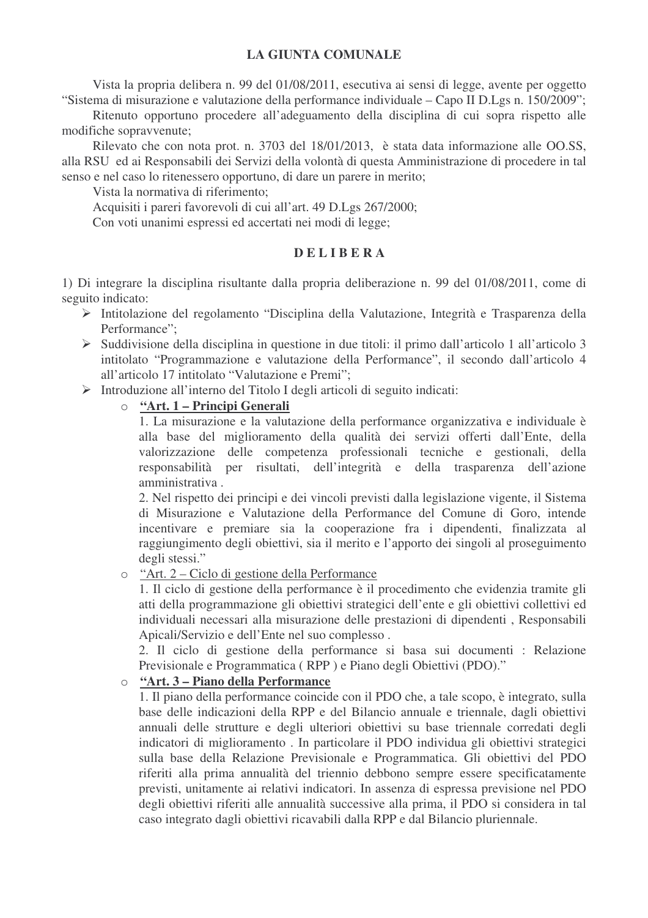## LA GIUNTA COMUNALE

Vista la propria delibera n. 99 del 01/08/2011, esecutiva ai sensi di legge, avente per oggetto "Sistema di misurazione e valutazione della performance individuale – Capo II D.Lgs n. 150/2009";

Ritenuto opportuno procedere all'adeguamento della disciplina di cui sopra rispetto alle modifiche sopravvenute;

Rilevato che con nota prot. n. 3703 del 18/01/2013, è stata data informazione alle OO.SS, alla RSU ed ai Responsabili dei Servizi della volontà di questa Amministrazione di procedere in tal senso e nel caso lo ritenessero opportuno, di dare un parere in merito;

Vista la normativa di riferimento;

Acquisiti i pareri favorevoli di cui all'art. 49 D.Lgs 267/2000;

Con voti unanimi espressi ed accertati nei modi di legge;

## D E L I B E R A

1) Di integrare la disciplina risultante dalla propria deliberazione n. 99 del 01/08/2011, come di seguito indicato:

- Intitolazione del regolamento "Disciplina della Valutazione, Integrità e Trasparenza della Performance";
- Suddivisione della disciplina in questione in due titoli: il primo dall'articolo 1 all'articolo 3 intitolato "Programmazione e valutazione della Performance", il secondo dall'articolo 4 all'articolo 17 intitolato "Valutazione e Premi";
- Introduzione all'interno del Titolo I degli articoli di seguito indicati:
  - **"Art. 1 – Principi Generali**

    1. La misurazione e la valutazione della performance organizzativa e individuale è alla base del miglioramento della qualità dei servizi offerti dall'Ente, della valorizzazione delle competenza professionali tecniche e gestionali, della responsabilità per risultati, dell'integrità e della trasparenza dell'azione amministrativa .

    2. Nel rispetto dei principi e dei vincoli previsti dalla legislazione vigente, il Sistema di Misurazione e Valutazione della Performance del Comune di Goro, intende incentivare e premiare sia la cooperazione fra i dipendenti, finalizzata al raggiungimento degli obiettivi, sia il merito e l'apporto dei singoli al proseguimento degli stessi."
  - "Art. 2 – Ciclo di gestione della Performance

    1. Il ciclo di gestione della performance è il procedimento che evidenzia tramite gli atti della programmazione gli obiettivi strategici dell'ente e gli obiettivi collettivi ed individuali necessari alla misurazione delle prestazioni di dipendenti , Responsabili Apicali/Servizio e dell'Ente nel suo complesso .

    2. Il ciclo di gestione della performance si basa sui documenti : Relazione Previsionale e Programmatica ( RPP ) e Piano degli Obiettivi (PDO)."
  - **"Art. 3 – Piano della Performance**

    1. Il piano della performance coincide con il PDO che, a tale scopo, è integrato, sulla base delle indicazioni della RPP e del Bilancio annuale e triennale, dagli obiettivi annuali delle strutture e degli ulteriori obiettivi su base triennale corredati degli indicatori di miglioramento . In particolare il PDO individua gli obiettivi strategici sulla base della Relazione Previsionale e Programmatica. Gli obiettivi del PDO riferiti alla prima annualità del triennio debbono sempre essere specificatamente previsti, unitamente ai relativi indicatori. In assenza di espressa previsione nel PDO degli obiettivi riferiti alle annualità successive alla prima, il PDO si considera in tal caso integrato dagli obiettivi ricavabili dalla RPP e dal Bilancio pluriennale.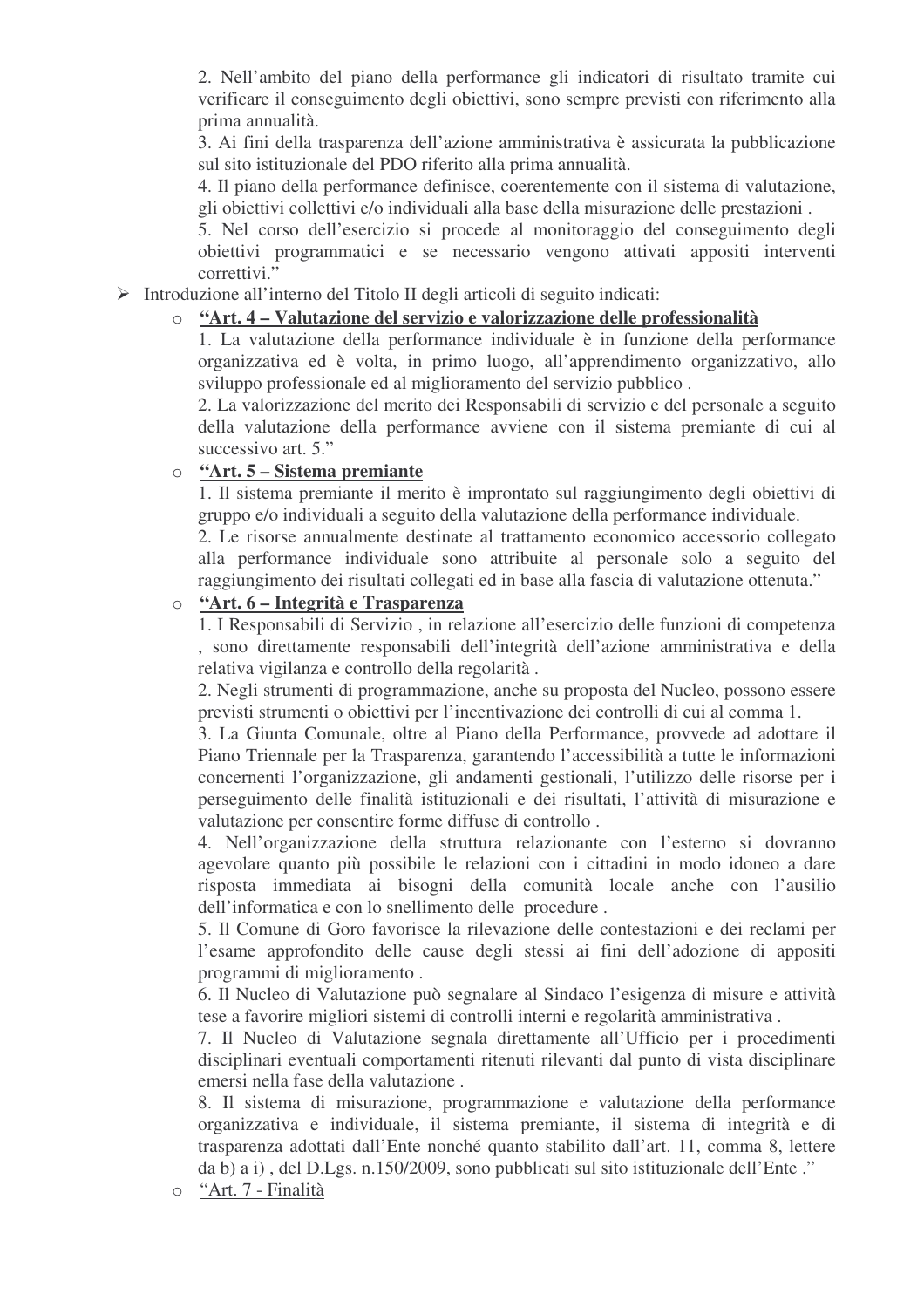2. Nell'ambito del piano della performance gli indicatori di risultato tramite cui verificare il conseguimento degli obiettivi, sono sempre previsti con riferimento alla prima annualità.

3. Ai fini della trasparenza dell'azione amministrativa è assicurata la pubblicazione sul sito istituzionale del PDO riferito alla prima annualità.

4. Il piano della performance definisce, coerentemente con il sistema di valutazione, gli obiettivi collettivi e/o individuali alla base della misurazione delle prestazioni .

5. Nel corso dell'esercizio si procede al monitoraggio del conseguimento degli obiettivi programmatici e se necessario vengono attivati appositi interventi correttivi."

- Introduzione all'interno del Titolo II degli articoli di seguito indicati:
  - **"Art. 4 – Valutazione del servizio e valorizzazione delle professionalità**

    1. La valutazione della performance individuale è in funzione della performance organizzativa ed è volta, in primo luogo, all'apprendimento organizzativo, allo sviluppo professionale ed al miglioramento del servizio pubblico .

    2. La valorizzazione del merito dei Responsabili di servizio e del personale a seguito della valutazione della performance avviene con il sistema premiante di cui al successivo art. 5."
  - **"Art. 5 – Sistema premiante**

    1. Il sistema premiante il merito è improntato sul raggiungimento degli obiettivi di gruppo e/o individuali a seguito della valutazione della performance individuale.

    2. Le risorse annualmente destinate al trattamento economico accessorio collegato alla performance individuale sono attribuite al personale solo a seguito del raggiungimento dei risultati collegati ed in base alla fascia di valutazione ottenuta."
  - **"Art. 6 – Integrità e Trasparenza**

    1. I Responsabili di Servizio , in relazione all'esercizio delle funzioni di competenza , sono direttamente responsabili dell'integrità dell'azione amministrativa e della relativa vigilanza e controllo della regolarità .

    2. Negli strumenti di programmazione, anche su proposta del Nucleo, possono essere previsti strumenti o obiettivi per l'incentivazione dei controlli di cui al comma 1.

    3. La Giunta Comunale, oltre al Piano della Performance, provvede ad adottare il Piano Triennale per la Trasparenza, garantendo l'accessibilità a tutte le informazioni concernenti l'organizzazione, gli andamenti gestionali, l'utilizzo delle risorse per i perseguimento delle finalità istituzionali e dei risultati, l'attività di misurazione e valutazione per consentire forme diffuse di controllo .

    4. Nell'organizzazione della struttura relazionante con l'esterno si dovranno agevolare quanto più possibile le relazioni con i cittadini in modo idoneo a dare risposta immediata ai bisogni della comunità locale anche con l'ausilio dell'informatica e con lo snellimento delle procedure .

    5. Il Comune di Goro favorisce la rilevazione delle contestazioni e dei reclami per l'esame approfondito delle cause degli stessi ai fini dell'adozione di appositi programmi di miglioramento .

    6. Il Nucleo di Valutazione può segnalare al Sindaco l'esigenza di misure e attività tese a favorire migliori sistemi di controlli interni e regolarità amministrativa .

    7. Il Nucleo di Valutazione segnala direttamente all'Ufficio per i procedimenti disciplinari eventuali comportamenti ritenuti rilevanti dal punto di vista disciplinare emersi nella fase della valutazione .

    8. Il sistema di misurazione, programmazione e valutazione della performance organizzativa e individuale, il sistema premiante, il sistema di integrità e di trasparenza adottati dall'Ente nonché quanto stabilito dall'art. 11, comma 8, lettere da b) a i) , del D.Lgs. n.150/2009, sono pubblicati sul sito istituzionale dell'Ente ."
  - "Art. 7 - Finalità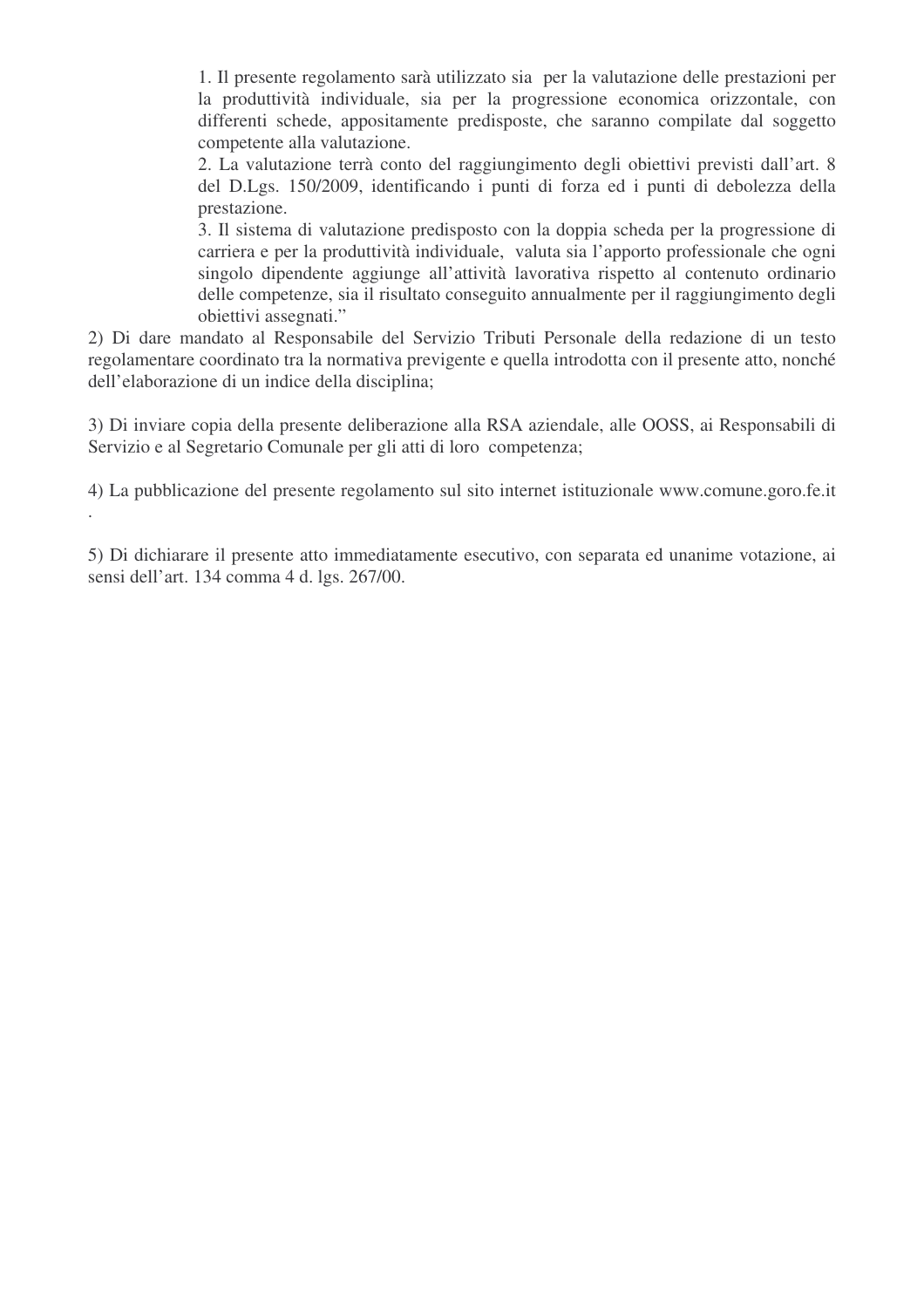1. Il presente regolamento sarà utilizzato sia per la valutazione delle prestazioni per la produttività individuale, sia per la progressione economica orizzontale, con differenti schede, appositamente predisposte, che saranno compilate dal soggetto competente alla valutazione.
2. La valutazione terrà conto del raggiungimento degli obiettivi previsti dall'art. 8 del D.Lgs. 150/2009, identificando i punti di forza ed i punti di debolezza della prestazione.
3. Il sistema di valutazione predisposto con la doppia scheda per la progressione di carriera e per la produttività individuale, valuta sia l'apporto professionale che ogni singolo dipendente aggiunge all'attività lavorativa rispetto al contenuto ordinario delle competenze, sia il risultato conseguito annualmente per il raggiungimento degli obiettivi assegnati."

2) Di dare mandato al Responsabile del Servizio Tributi Personale della redazione di un testo regolamentare coordinato tra la normativa previgente e quella introdotta con il presente atto, nonché dell'elaborazione di un indice della disciplina;

3) Di inviare copia della presente deliberazione alla RSA aziendale, alle OOSS, ai Responsabili di Servizio e al Segretario Comunale per gli atti di loro competenza;

4) La pubblicazione del presente regolamento sul sito internet istituzionale www.comune.goro.fe.it .

5) Di dichiarare il presente atto immediatamente esecutivo, con separata ed unanime votazione, ai sensi dell'art. 134 comma 4 d. lgs. 267/00.